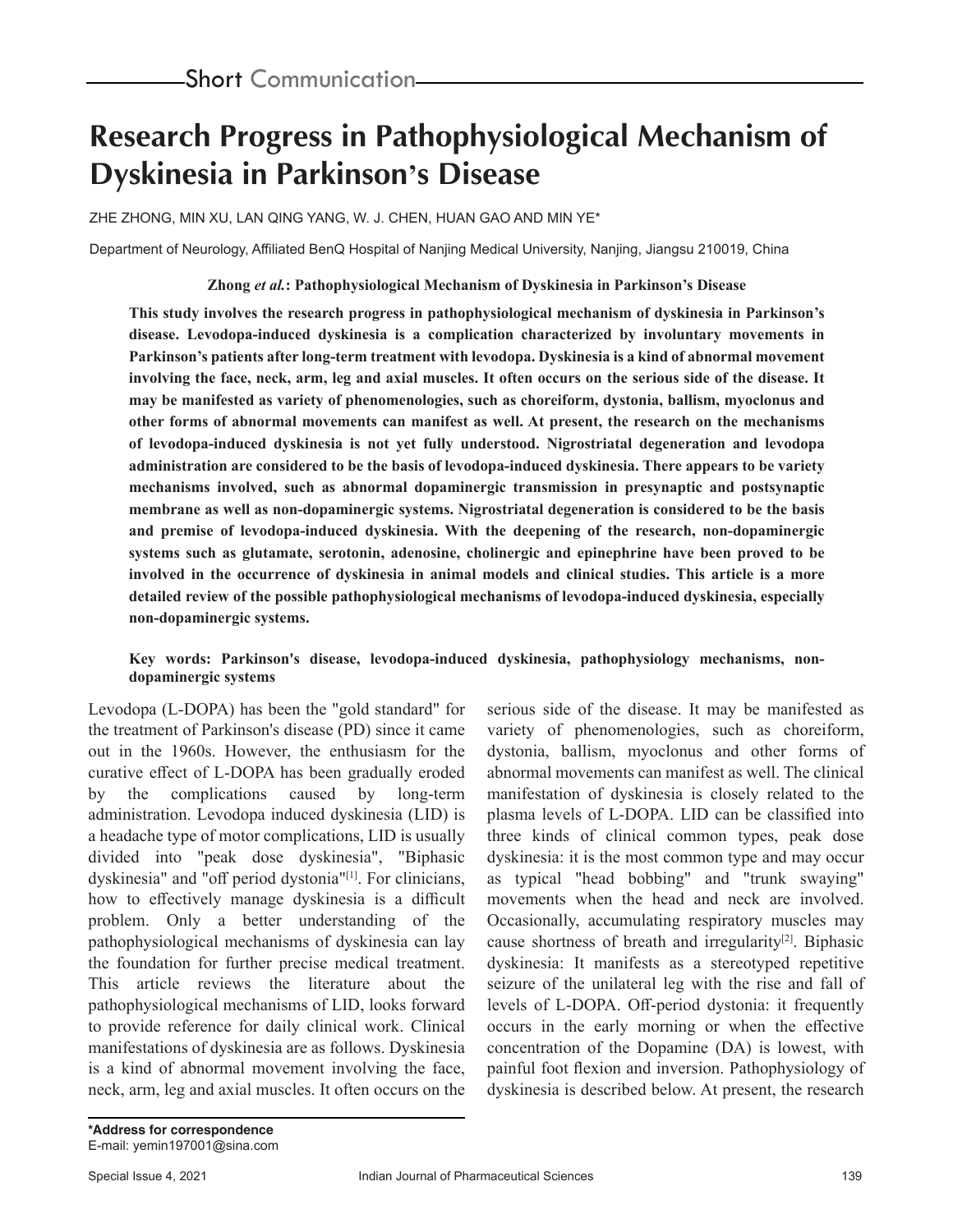Short Communication

# Research Progress in Pathophysiological Mechanism of Dyskinesia in Parkinson's Disease

ZHE ZHONG, MIN XU, LAN QING YANG, W. J. CHEN, HUAN GAO AND MIN YE*

Department of Neurology, Affiliated BenQ Hospital of Nanjing Medical University, Nanjing, Jiangsu 210019, China

**Zhong *et al.*: Pathophysiological Mechanism of Dyskinesia in Parkinson's Disease**

**This study involves the research progress in pathophysiological mechanism of dyskinesia in Parkinson's disease. Levodopa-induced dyskinesia is a complication characterized by involuntary movements in Parkinson's patients after long-term treatment with levodopa. Dyskinesia is a kind of abnormal movement involving the face, neck, arm, leg and axial muscles. It often occurs on the serious side of the disease. It may be manifested as variety of phenomenologies, such as choreiform, dystonia, ballism, myoclonus and other forms of abnormal movements can manifest as well. At present, the research on the mechanisms of levodopa-induced dyskinesia is not yet fully understood. Nigrostriatal degeneration and levodopa administration are considered to be the basis of levodopa-induced dyskinesia. There appears to be variety mechanisms involved, such as abnormal dopaminergic transmission in presynaptic and postsynaptic membrane as well as non-dopaminergic systems. Nigrostriatal degeneration is considered to be the basis and premise of levodopa-induced dyskinesia. With the deepening of the research, non-dopaminergic systems such as glutamate, serotonin, adenosine, cholinergic and epinephrine have been proved to be involved in the occurrence of dyskinesia in animal models and clinical studies. This article is a more detailed review of the possible pathophysiological mechanisms of levodopa-induced dyskinesia, especially non-dopaminergic systems.**

**Key words: Parkinson's disease, levodopa-induced dyskinesia, pathophysiology mechanisms, non-dopaminergic systems**

Levodopa (L-DOPA) has been the "gold standard" for the treatment of Parkinson's disease (PD) since it came out in the 1960s. However, the enthusiasm for the curative effect of L-DOPA has been gradually eroded by the complications caused by long-term administration. Levodopa induced dyskinesia (LID) is a headache type of motor complications, LID is usually divided into "peak dose dyskinesia", "Biphasic dyskinesia" and "off period dystonia"[1]. For clinicians, how to effectively manage dyskinesia is a difficult problem. Only a better understanding of the pathophysiological mechanisms of dyskinesia can lay the foundation for further precise medical treatment. This article reviews the literature about the pathophysiological mechanisms of LID, looks forward to provide reference for daily clinical work. Clinical manifestations of dyskinesia are as follows. Dyskinesia is a kind of abnormal movement involving the face, neck, arm, leg and axial muscles. It often occurs on the serious side of the disease. It may be manifested as variety of phenomenologies, such as choreiform, dystonia, ballism, myoclonus and other forms of abnormal movements can manifest as well. The clinical manifestation of dyskinesia is closely related to the plasma levels of L-DOPA. LID can be classified into three kinds of clinical common types, peak dose dyskinesia: it is the most common type and may occur as typical "head bobbing" and "trunk swaying" movements when the head and neck are involved. Occasionally, accumulating respiratory muscles may cause shortness of breath and irregularity[2]. Biphasic dyskinesia: It manifests as a stereotyped repetitive seizure of the unilateral leg with the rise and fall of levels of L-DOPA. Off-period dystonia: it frequently occurs in the early morning or when the effective concentration of the Dopamine (DA) is lowest, with painful foot flexion and inversion. Pathophysiology of dyskinesia is described below. At present, the research

**\*Address for correspondence**
E-mail: yemin197001@sina.com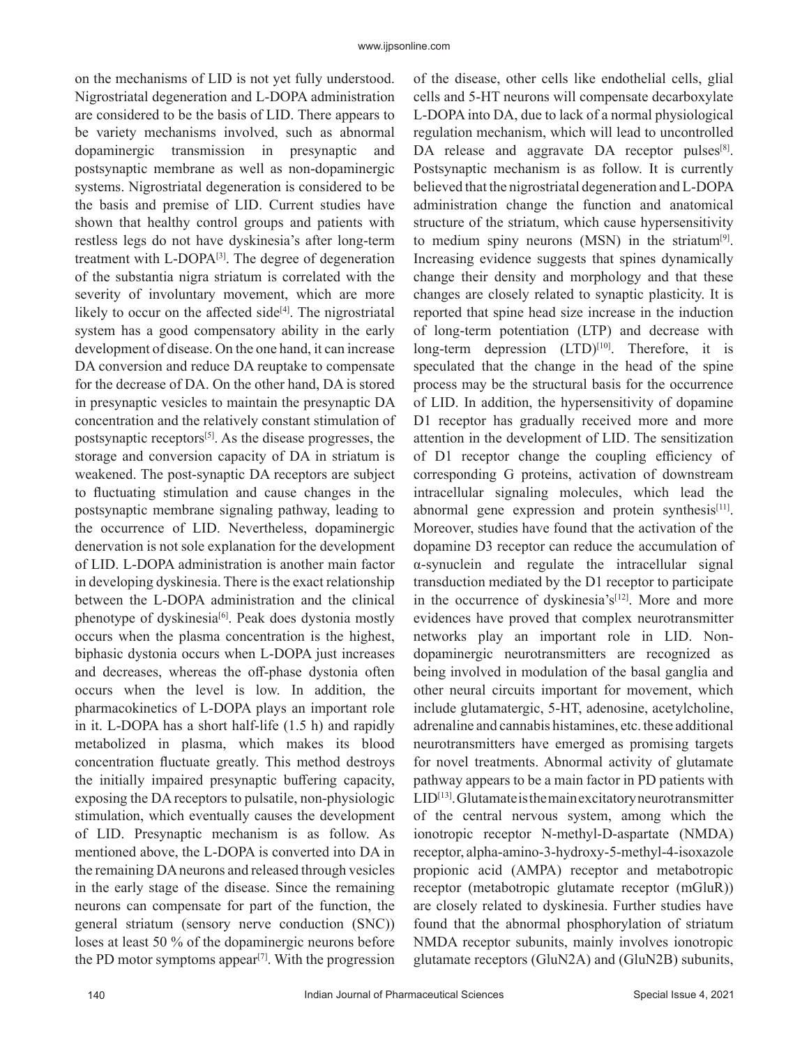on the mechanisms of LID is not yet fully understood. Nigrostriatal degeneration and L-DOPA administration are considered to be the basis of LID. There appears to be variety mechanisms involved, such as abnormal dopaminergic transmission in presynaptic and postsynaptic membrane as well as non-dopaminergic systems. Nigrostriatal degeneration is considered to be the basis and premise of LID. Current studies have shown that healthy control groups and patients with restless legs do not have dyskinesia's after long-term treatment with L-DOPA[3]. The degree of degeneration of the substantia nigra striatum is correlated with the severity of involuntary movement, which are more likely to occur on the affected side[4]. The nigrostriatal system has a good compensatory ability in the early development of disease. On the one hand, it can increase DA conversion and reduce DA reuptake to compensate for the decrease of DA. On the other hand, DA is stored in presynaptic vesicles to maintain the presynaptic DA concentration and the relatively constant stimulation of postsynaptic receptors[5]. As the disease progresses, the storage and conversion capacity of DA in striatum is weakened. The post-synaptic DA receptors are subject to fluctuating stimulation and cause changes in the postsynaptic membrane signaling pathway, leading to the occurrence of LID. Nevertheless, dopaminergic denervation is not sole explanation for the development of LID. L-DOPA administration is another main factor in developing dyskinesia. There is the exact relationship between the L-DOPA administration and the clinical phenotype of dyskinesia[6]. Peak does dystonia mostly occurs when the plasma concentration is the highest, biphasic dystonia occurs when L-DOPA just increases and decreases, whereas the off-phase dystonia often occurs when the level is low. In addition, the pharmacokinetics of L-DOPA plays an important role in it. L-DOPA has a short half-life (1.5 h) and rapidly metabolized in plasma, which makes its blood concentration fluctuate greatly. This method destroys the initially impaired presynaptic buffering capacity, exposing the DA receptors to pulsatile, non-physiologic stimulation, which eventually causes the development of LID. Presynaptic mechanism is as follow. As mentioned above, the L-DOPA is converted into DA in the remaining DA neurons and released through vesicles in the early stage of the disease. Since the remaining neurons can compensate for part of the function, the general striatum (sensory nerve conduction (SNC)) loses at least 50 % of the dopaminergic neurons before the PD motor symptoms appear[7]. With the progression of the disease, other cells like endothelial cells, glial cells and 5-HT neurons will compensate decarboxylate L-DOPA into DA, due to lack of a normal physiological regulation mechanism, which will lead to uncontrolled DA release and aggravate DA receptor pulses[8]. Postsynaptic mechanism is as follow. It is currently believed that the nigrostriatal degeneration and L-DOPA administration change the function and anatomical structure of the striatum, which cause hypersensitivity to medium spiny neurons (MSN) in the striatum[9]. Increasing evidence suggests that spines dynamically change their density and morphology and that these changes are closely related to synaptic plasticity. It is reported that spine head size increase in the induction of long-term potentiation (LTP) and decrease with long-term depression (LTD)[10]. Therefore, it is speculated that the change in the head of the spine process may be the structural basis for the occurrence of LID. In addition, the hypersensitivity of dopamine D1 receptor has gradually received more and more attention in the development of LID. The sensitization of D1 receptor change the coupling efficiency of corresponding G proteins, activation of downstream intracellular signaling molecules, which lead the abnormal gene expression and protein synthesis[11]. Moreover, studies have found that the activation of the dopamine D3 receptor can reduce the accumulation of α-synuclein and regulate the intracellular signal transduction mediated by the D1 receptor to participate in the occurrence of dyskinesia's[12]. More and more evidences have proved that complex neurotransmitter networks play an important role in LID. Non-dopaminergic neurotransmitters are recognized as being involved in modulation of the basal ganglia and other neural circuits important for movement, which include glutamatergic, 5-HT, adenosine, acetylcholine, adrenaline and cannabis histamines, etc. these additional neurotransmitters have emerged as promising targets for novel treatments. Abnormal activity of glutamate pathway appears to be a main factor in PD patients with LID[13]. Glutamate is the main excitatory neurotransmitter of the central nervous system, among which the ionotropic receptor N-methyl-D-aspartate (NMDA) receptor, alpha-amino-3-hydroxy-5-methyl-4-isoxazole propionic acid (AMPA) receptor and metabotropic receptor (metabotropic glutamate receptor (mGluR)) are closely related to dyskinesia. Further studies have found that the abnormal phosphorylation of striatum NMDA receptor subunits, mainly involves ionotropic glutamate receptors (GluN2A) and (GluN2B) subunits,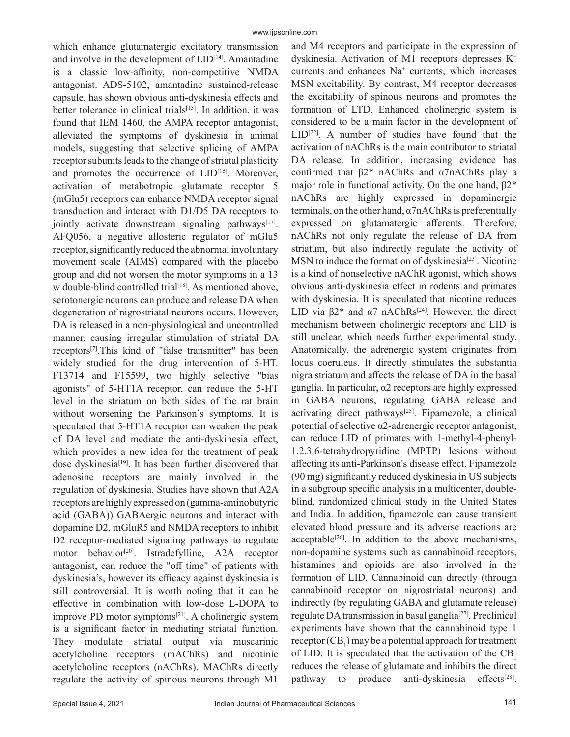which enhance glutamatergic excitatory transmission and involve in the development of LID[14]. Amantadine is a classic low-affinity, non-competitive NMDA antagonist. ADS-5102, amantadine sustained-release capsule, has shown obvious anti-dyskinesia effects and better tolerance in clinical trials[15]. In addition, it was found that IEM 1460, the AMPA receptor antagonist, alleviated the symptoms of dyskinesia in animal models, suggesting that selective splicing of AMPA receptor subunits leads to the change of striatal plasticity and promotes the occurrence of LID[16]. Moreover, activation of metabotropic glutamate receptor 5 (mGlu5) receptors can enhance NMDA receptor signal transduction and interact with D1/D5 DA receptors to jointly activate downstream signaling pathways[17]. AFQ056, a negative allosteric regulator of mGlu5 receptor, significantly reduced the abnormal involuntary movement scale (AIMS) compared with the placebo group and did not worsen the motor symptoms in a 13 w double-blind controlled trial[18]. As mentioned above, serotonergic neurons can produce and release DA when degeneration of nigrostriatal neurons occurs. However, DA is released in a non-physiological and uncontrolled manner, causing irregular stimulation of striatal DA receptors[7].This kind of "false transmitter" has been widely studied for the drug intervention of 5-HT. F13714 and F15599, two highly selective "bias agonists" of 5-HT1A receptor, can reduce the 5-HT level in the striatum on both sides of the rat brain without worsening the Parkinson's symptoms. It is speculated that 5-HT1A receptor can weaken the peak of DA level and mediate the anti-dyskinesia effect, which provides a new idea for the treatment of peak dose dyskinesia[19]. It has been further discovered that adenosine receptors are mainly involved in the regulation of dyskinesia. Studies have shown that A2A receptors are highly expressed on (gamma-aminobutyric acid (GABA)) GABAergic neurons and interact with dopamine D2, mGluR5 and NMDA receptors to inhibit D2 receptor-mediated signaling pathways to regulate motor behavior[20]. Istradefylline, A2A receptor antagonist, can reduce the "off time" of patients with dyskinesia's, however its efficacy against dyskinesia is still controversial. It is worth noting that it can be effective in combination with low-dose L-DOPA to improve PD motor symptoms[21]. A cholinergic system is a significant factor in mediating striatal function. They modulate striatal output via muscarinic acetylcholine receptors (mAChRs) and nicotinic acetylcholine receptors (nAChRs). MAChRs directly regulate the activity of spinous neurons through M1 and M4 receptors and participate in the expression of dyskinesia. Activation of M1 receptors depresses $K^+$ currents and enhances $Na^+$ currents, which increases MSN excitability. By contrast, M4 receptor decreases the excitability of spinous neurons and promotes the formation of LTD. Enhanced cholinergic system is considered to be a main factor in the development of LID[22]. A number of studies have found that the activation of nAChRs is the main contributor to striatal DA release. In addition, increasing evidence has confirmed that β2* nAChRs and α7nAChRs play a major role in functional activity. On the one hand, β2* nAChRs are highly expressed in dopaminergic terminals, on the other hand, α7nAChRs is preferentially expressed on glutamatergic afferents. Therefore, nAChRs not only regulate the release of DA from striatum, but also indirectly regulate the activity of MSN to induce the formation of dyskinesia[23]. Nicotine is a kind of nonselective nAChR agonist, which shows obvious anti-dyskinesia effect in rodents and primates with dyskinesia. It is speculated that nicotine reduces LID via β2* and α7 nAChRs[24]. However, the direct mechanism between cholinergic receptors and LID is still unclear, which needs further experimental study. Anatomically, the adrenergic system originates from locus coeruleus. It directly stimulates the substantia nigra striatum and affects the release of DA in the basal ganglia. In particular, α2 receptors are highly expressed in GABA neurons, regulating GABA release and activating direct pathways[25]. Fipamezole, a clinical potential of selective α2-adrenergic receptor antagonist, can reduce LID of primates with 1-methyl-4-phenyl-1,2,3,6-tetrahydropyridine (MPTP) lesions without affecting its anti-Parkinson's disease effect. Fipamezole (90 mg) significantly reduced dyskinesia in US subjects in a subgroup specific analysis in a multicenter, double-blind, randomized clinical study in the United States and India. In addition, fipamezole can cause transient elevated blood pressure and its adverse reactions are acceptable[26]. In addition to the above mechanisms, non-dopamine systems such as cannabinoid receptors, histamines and opioids are also involved in the formation of LID. Cannabinoid can directly (through cannabinoid receptor on nigrostriatal neurons) and indirectly (by regulating GABA and glutamate release) regulate DA transmission in basal ganglia[27]. Preclinical experiments have shown that the cannabinoid type 1 receptor ($CB_1$) may be a potential approach for treatment of LID. It is speculated that the activation of the $CB_1$ reduces the release of glutamate and inhibits the direct pathway to produce anti-dyskinesia effects[28].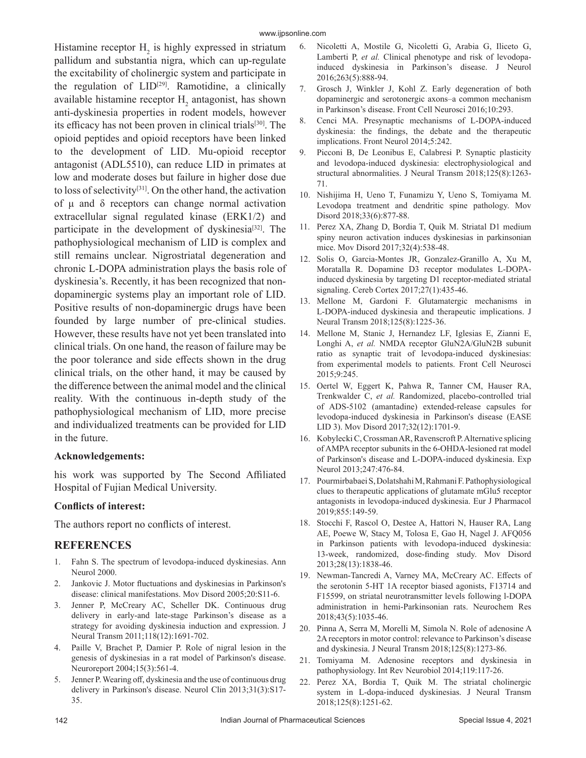Histamine receptor $H_2$ is highly expressed in striatum pallidum and substantia nigra, which can up-regulate the excitability of cholinergic system and participate in the regulation of LID[29]. Ramotidine, a clinically available histamine receptor $H_2$ antagonist, has shown anti-dyskinesia properties in rodent models, however its efficacy has not been proven in clinical trials[30]. The opioid peptides and opioid receptors have been linked to the development of LID. Mu-opioid receptor antagonist (ADL5510), can reduce LID in primates at low and moderate doses but failure in higher dose due to loss of selectivity[31]. On the other hand, the activation of μ and δ receptors can change normal activation extracellular signal regulated kinase (ERK1/2) and participate in the development of dyskinesia[32]. The pathophysiological mechanism of LID is complex and still remains unclear. Nigrostriatal degeneration and chronic L-DOPA administration plays the basis role of dyskinesia's. Recently, it has been recognized that non-dopaminergic systems play an important role of LID. Positive results of non-dopaminergic drugs have been founded by large number of pre-clinical studies. However, these results have not yet been translated into clinical trials. On one hand, the reason of failure may be the poor tolerance and side effects shown in the drug clinical trials, on the other hand, it may be caused by the difference between the animal model and the clinical reality. With the continuous in-depth study of the pathophysiological mechanism of LID, more precise and individualized treatments can be provided for LID in the future.

### Acknowledgements:

his work was supported by The Second Affiliated Hospital of Fujian Medical University.

### Conflicts of interest:

The authors report no conflicts of interest.

## REFERENCES

1. Fahn S. The spectrum of levodopa-induced dyskinesias. Ann Neurol 2000.
2. Jankovic J. Motor fluctuations and dyskinesias in Parkinson's disease: clinical manifestations. Mov Disord 2005;20:S11-6.
3. Jenner P, McCreary AC, Scheller DK. Continuous drug delivery in early-and late-stage Parkinson's disease as a strategy for avoiding dyskinesia induction and expression. J Neural Transm 2011;118(12):1691-702.
4. Paille V, Brachet P, Damier P. Role of nigral lesion in the genesis of dyskinesias in a rat model of Parkinson's disease. Neuroreport 2004;15(3):561-4.
5. Jenner P. Wearing off, dyskinesia and the use of continuous drug delivery in Parkinson's disease. Neurol Clin 2013;31(3):S17-35.
6. Nicoletti A, Mostile G, Nicoletti G, Arabia G, Iliceto G, Lamberti P, *et al.* Clinical phenotype and risk of levodopa-induced dyskinesia in Parkinson's disease. J Neurol 2016;263(5):888-94.
7. Grosch J, Winkler J, Kohl Z. Early degeneration of both dopaminergic and serotonergic axons–a common mechanism in Parkinson's disease. Front Cell Neurosci 2016;10:293.
8. Cenci MA. Presynaptic mechanisms of L-DOPA-induced dyskinesia: the findings, the debate and the therapeutic implications. Front Neurol 2014;5:242.
9. Picconi B, De Leonibus E, Calabresi P. Synaptic plasticity and levodopa-induced dyskinesia: electrophysiological and structural abnormalities. J Neural Transm 2018;125(8):1263-71.
10. Nishijima H, Ueno T, Funamizu Y, Ueno S, Tomiyama M. Levodopa treatment and dendritic spine pathology. Mov Disord 2018;33(6):877-88.
11. Perez XA, Zhang D, Bordia T, Quik M. Striatal D1 medium spiny neuron activation induces dyskinesias in parkinsonian mice. Mov Disord 2017;32(4):538-48.
12. Solis O, Garcia-Montes JR, Gonzalez-Granillo A, Xu M, Moratalla R. Dopamine D3 receptor modulates L-DOPA-induced dyskinesia by targeting D1 receptor-mediated striatal signaling. Cereb Cortex 2017;27(1):435-46.
13. Mellone M, Gardoni F. Glutamatergic mechanisms in L-DOPA-induced dyskinesia and therapeutic implications. J Neural Transm 2018;125(8):1225-36.
14. Mellone M, Stanic J, Hernandez LF, Iglesias E, Zianni E, Longhi A, *et al.* NMDA receptor GluN2A/GluN2B subunit ratio as synaptic trait of levodopa-induced dyskinesias: from experimental models to patients. Front Cell Neurosci 2015;9:245.
15. Oertel W, Eggert K, Pahwa R, Tanner CM, Hauser RA, Trenkwalder C, *et al.* Randomized, placebo-controlled trial of ADS-5102 (amantadine) extended-release capsules for levodopa-induced dyskinesia in Parkinson's disease (EASE LID 3). Mov Disord 2017;32(12):1701-9.
16. Kobylecki C, Crossman AR, Ravenscroft P. Alternative splicing of AMPA receptor subunits in the 6-OHDA-lesioned rat model of Parkinson's disease and L-DOPA-induced dyskinesia. Exp Neurol 2013;247:476-84.
17. Pourmirbabaei S, Dolatshahi M, Rahmani F. Pathophysiological clues to therapeutic applications of glutamate mGlu5 receptor antagonists in levodopa-induced dyskinesia. Eur J Pharmacol 2019;855:149-59.
18. Stocchi F, Rascol O, Destee A, Hattori N, Hauser RA, Lang AE, Poewe W, Stacy M, Tolosa E, Gao H, Nagel J. AFQ056 in Parkinson patients with levodopa-induced dyskinesia: 13-week, randomized, dose-finding study. Mov Disord 2013;28(13):1838-46.
19. Newman-Tancredi A, Varney MA, McCreary AC. Effects of the serotonin 5-HT 1A receptor biased agonists, F13714 and F15599, on striatal neurotransmitter levels following l-DOPA administration in hemi-Parkinsonian rats. Neurochem Res 2018;43(5):1035-46.
20. Pinna A, Serra M, Morelli M, Simola N. Role of adenosine A 2A receptors in motor control: relevance to Parkinson's disease and dyskinesia. J Neural Transm 2018;125(8):1273-86.
21. Tomiyama M. Adenosine receptors and dyskinesia in pathophysiology. Int Rev Neurobiol 2014;119:117-26.
22. Perez XA, Bordia T, Quik M. The striatal cholinergic system in L-dopa-induced dyskinesias. J Neural Transm 2018;125(8):1251-62.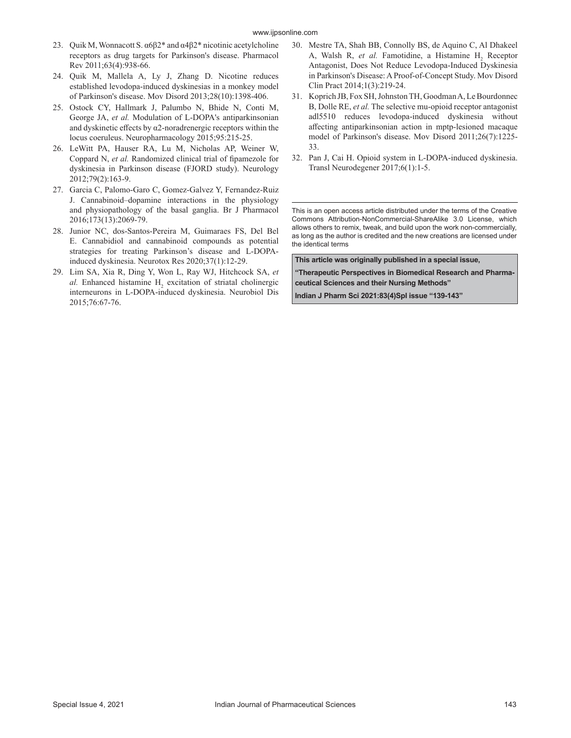23. Quik M, Wonnacott S. α6β2* and α4β2* nicotinic acetylcholine receptors as drug targets for Parkinson's disease. Pharmacol Rev 2011;63(4):938-66.
24. Quik M, Mallela A, Ly J, Zhang D. Nicotine reduces established levodopa-induced dyskinesias in a monkey model of Parkinson's disease. Mov Disord 2013;28(10):1398-406.
25. Ostock CY, Hallmark J, Palumbo N, Bhide N, Conti M, George JA, *et al.* Modulation of L-DOPA's antiparkinsonian and dyskinetic effects by α2-noradrenergic receptors within the locus coeruleus. Neuropharmacology 2015;95:215-25.
26. LeWitt PA, Hauser RA, Lu M, Nicholas AP, Weiner W, Coppard N, *et al.* Randomized clinical trial of fipamezole for dyskinesia in Parkinson disease (FJORD study). Neurology 2012;79(2):163-9.
27. Garcia C, Palomo-Garo C, Gomez-Galvez Y, Fernandez-Ruiz J. Cannabinoid–dopamine interactions in the physiology and physiopathology of the basal ganglia. Br J Pharmacol 2016;173(13):2069-79.
28. Junior NC, dos-Santos-Pereira M, Guimaraes FS, Del Bel E. Cannabidiol and cannabinoid compounds as potential strategies for treating Parkinson's disease and L-DOPA-induced dyskinesia. Neurotox Res 2020;37(1):12-29.
29. Lim SA, Xia R, Ding Y, Won L, Ray WJ, Hitchcock SA, *et al.* Enhanced histamine $H_2$ excitation of striatal cholinergic interneurons in L-DOPA-induced dyskinesia. Neurobiol Dis 2015;76:67-76.
30. Mestre TA, Shah BB, Connolly BS, de Aquino C, Al Dhakeel A, Walsh R, *et al.* Famotidine, a Histamine $H_2$ Receptor Antagonist, Does Not Reduce Levodopa-Induced Dyskinesia in Parkinson's Disease: A Proof-of-Concept Study. Mov Disord Clin Pract 2014;1(3):219-24.
31. Koprich JB, Fox SH, Johnston TH, Goodman A, Le Bourdonnec B, Dolle RE, *et al.* The selective mu-opioid receptor antagonist adl5510 reduces levodopa-induced dyskinesia without affecting antiparkinsonian action in mptp-lesioned macaque model of Parkinson's disease. Mov Disord 2011;26(7):1225-33.
32. Pan J, Cai H. Opioid system in L-DOPA-induced dyskinesia. Transl Neurodegener 2017;6(1):1-5.

This is an open access article distributed under the terms of the Creative Commons Attribution-NonCommercial-ShareAlike 3.0 License, which allows others to remix, tweak, and build upon the work non-commercially, as long as the author is credited and the new creations are licensed under the identical terms

**This article was originally published in a special issue, "Therapeutic Perspectives in Biomedical Research and Pharmaceutical Sciences and their Nursing Methods" Indian J Pharm Sci 2021:83(4)Spl issue "139-143"**